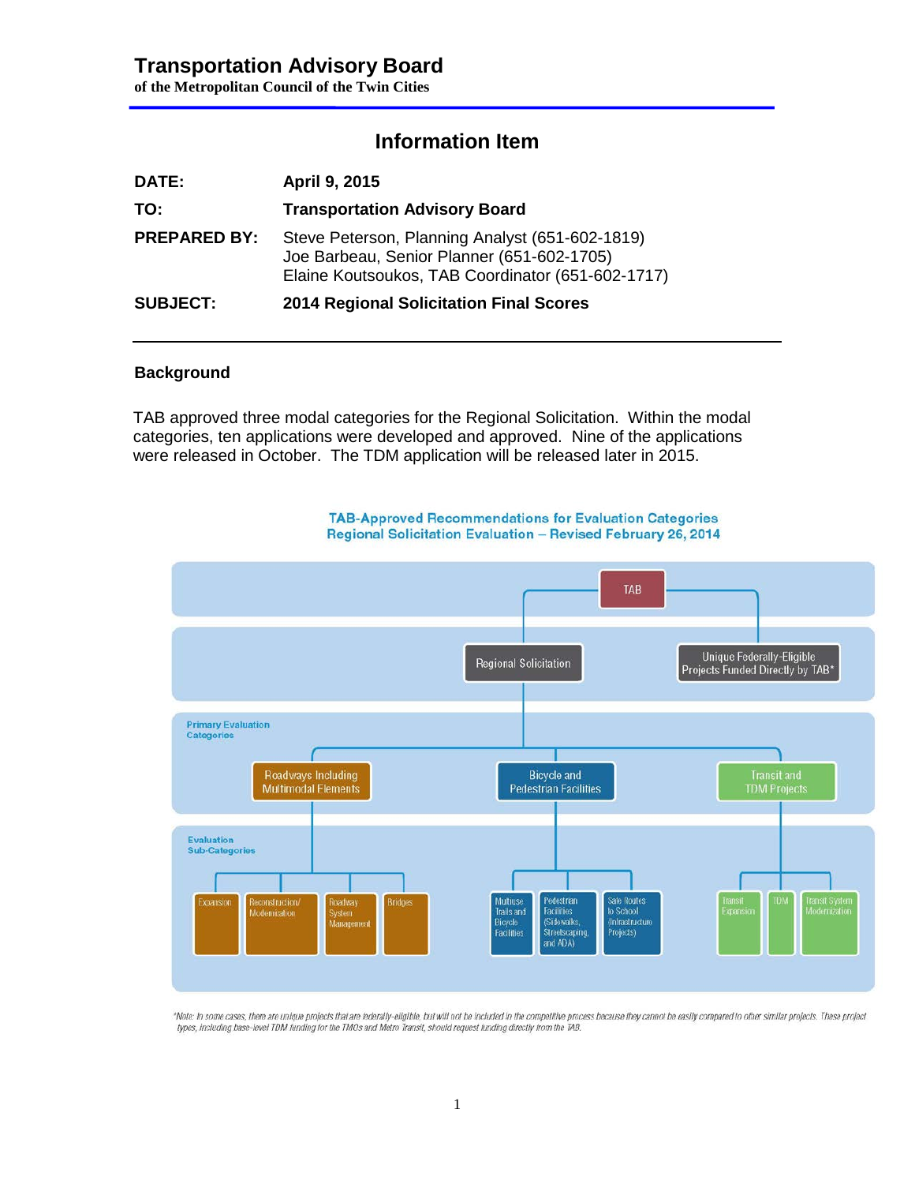# Transportation Advisory Board

**of the Metropolitan Council of the Twin Cities**

## Information Item

**DATE:** April 9, 2015

**TO:** Transportation Advisory Board

**PREPARED BY:** Steve Peterson, Planning Analyst (651-602-1819)
Joe Barbeau, Senior Planner (651-602-1705)
Elaine Koutsoukos, TAB Coordinator (651-602-1717)

**SUBJECT:** 2014 Regional Solicitation Final Scores

### Background

TAB approved three modal categories for the Regional Solicitation. Within the modal categories, ten applications were developed and approved. Nine of the applications were released in October. The TDM application will be released later in 2015.

**TAB-Approved Recommendations for Evaluation Categories**
**Regional Solicitation Evaluation – Revised February 26, 2014**

- TAB
  - Regional Solicitation
    - Primary Evaluation Categories
      - Roadways Including Multimodal Elements
        - Evaluation Sub-Categories: Expansion; Reconstruction/ Modernization; Roadway System Management; Bridges
      - Bicycle and Pedestrian Facilities
        - Evaluation Sub-Categories: Multiuse Trails and Bicycle Facilities; Pedestrian Facilities (Sidewalks, Streetscaping, and ADA); Safe Routes to School (Infrastructure Projects)
      - Transit and TDM Projects
        - Evaluation Sub-Categories: Transit Expansion; TDM; Transit System Modernization
  - Unique Federally-Eligible Projects Funded Directly by TAB*

*Note: In some cases, there are unique projects that are federally-eligible, but will not be included in the competitive process because they cannot be easily compared to other similar projects. These project types, including base-level TDM funding for the TMOs and Metro Transit, should request funding directly from the TAB.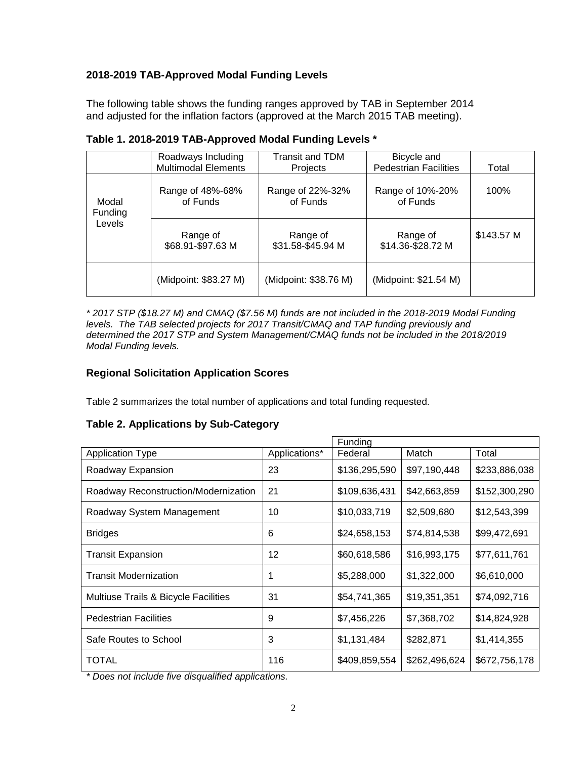## 2018-2019 TAB-Approved Modal Funding Levels

The following table shows the funding ranges approved by TAB in September 2014 and adjusted for the inflation factors (approved at the March 2015 TAB meeting).

**Table 1. 2018-2019 TAB-Approved Modal Funding Levels \***

| | Roadways Including Multimodal Elements | Transit and TDM Projects | Bicycle and Pedestrian Facilities | Total |
|---|---|---|---|---|
| Modal Funding Levels | Range of 48%-68% of Funds | Range of 22%-32% of Funds | Range of 10%-20% of Funds | 100% |
| | Range of \$68.91-\$97.63 M | Range of \$31.58-\$45.94 M | Range of \$14.36-\$28.72 M | \$143.57 M |
| | (Midpoint: \$83.27 M) | (Midpoint: \$38.76 M) | (Midpoint: \$21.54 M) | |

*\* 2017 STP (\$18.27 M) and CMAQ (\$7.56 M) funds are not included in the 2018-2019 Modal Funding levels. The TAB selected projects for 2017 Transit/CMAQ and TAP funding previously and determined the 2017 STP and System Management/CMAQ funds not be included in the 2018/2019 Modal Funding levels.*

## Regional Solicitation Application Scores

Table 2 summarizes the total number of applications and total funding requested.

**Table 2. Applications by Sub-Category**

| | | Funding | | |
|---|---|---|---|---|
| Application Type | Applications* | Federal | Match | Total |
| Roadway Expansion | 23 | \$136,295,590 | \$97,190,448 | \$233,886,038 |
| Roadway Reconstruction/Modernization | 21 | \$109,636,431 | \$42,663,859 | \$152,300,290 |
| Roadway System Management | 10 | \$10,033,719 | \$2,509,680 | \$12,543,399 |
| Bridges | 6 | \$24,658,153 | \$74,814,538 | \$99,472,691 |
| Transit Expansion | 12 | \$60,618,586 | \$16,993,175 | \$77,611,761 |
| Transit Modernization | 1 | \$5,288,000 | \$1,322,000 | \$6,610,000 |
| Multiuse Trails & Bicycle Facilities | 31 | \$54,741,365 | \$19,351,351 | \$74,092,716 |
| Pedestrian Facilities | 9 | \$7,456,226 | \$7,368,702 | \$14,824,928 |
| Safe Routes to School | 3 | \$1,131,484 | \$282,871 | \$1,414,355 |
| TOTAL | 116 | \$409,859,554 | \$262,496,624 | \$672,756,178 |

*\* Does not include five disqualified applications.*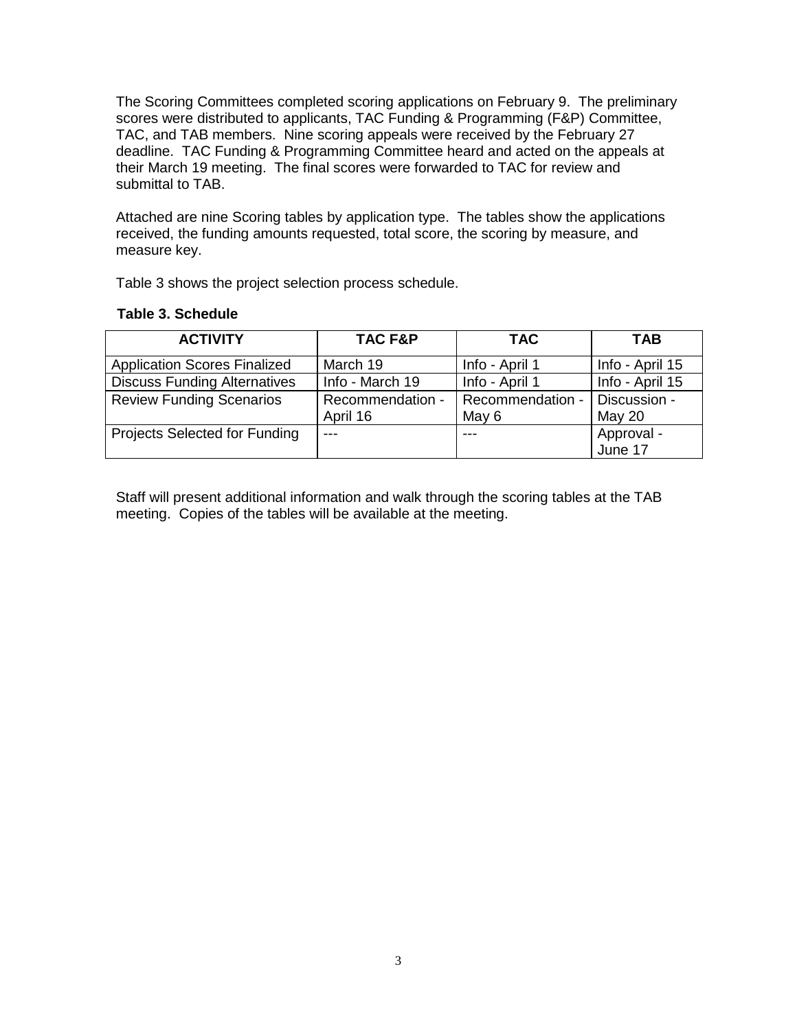The Scoring Committees completed scoring applications on February 9. The preliminary scores were distributed to applicants, TAC Funding & Programming (F&P) Committee, TAC, and TAB members. Nine scoring appeals were received by the February 27 deadline. TAC Funding & Programming Committee heard and acted on the appeals at their March 19 meeting. The final scores were forwarded to TAC for review and submittal to TAB.

Attached are nine Scoring tables by application type. The tables show the applications received, the funding amounts requested, total score, the scoring by measure, and measure key.

Table 3 shows the project selection process schedule.

**Table 3. Schedule**

| ACTIVITY | TAC F&P | TAC | TAB |
|---|---|---|---|
| Application Scores Finalized | March 19 | Info - April 1 | Info - April 15 |
| Discuss Funding Alternatives | Info - March 19 | Info - April 1 | Info - April 15 |
| Review Funding Scenarios | Recommendation - April 16 | Recommendation - May 6 | Discussion - May 20 |
| Projects Selected for Funding | --- | --- | Approval - June 17 |

Staff will present additional information and walk through the scoring tables at the TAB meeting. Copies of the tables will be available at the meeting.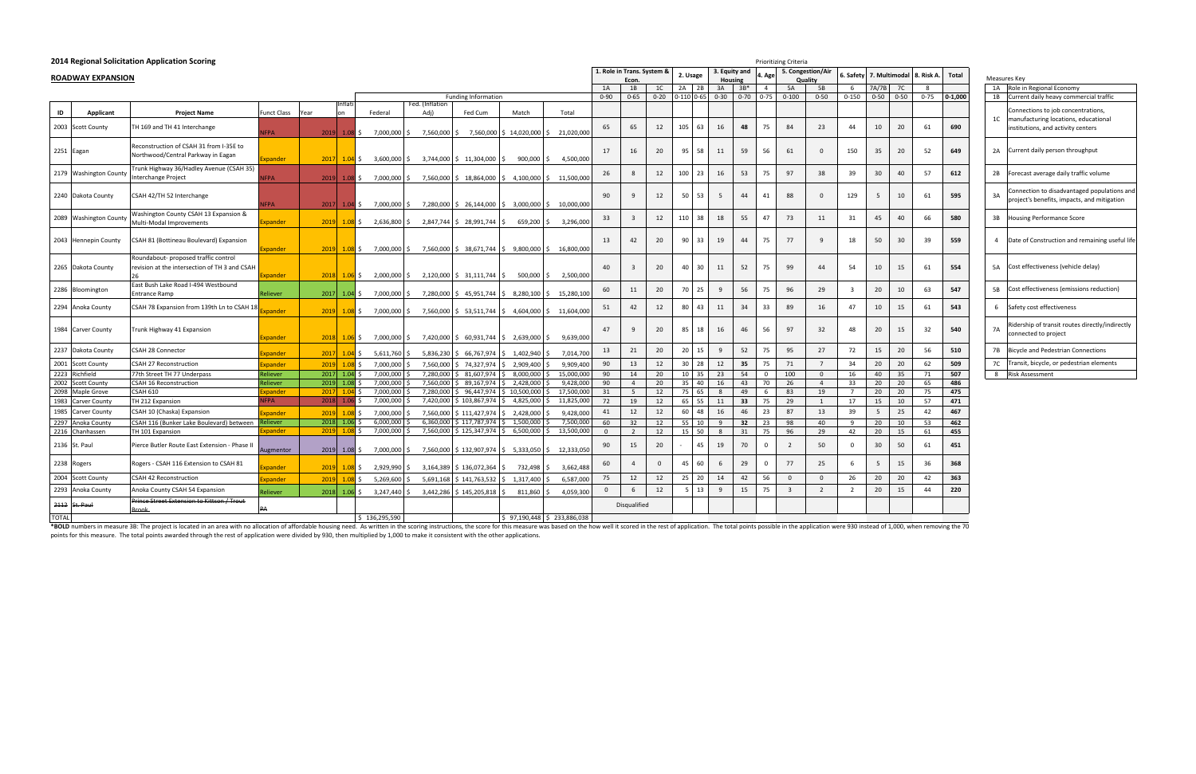## 2014 Regional Solicitation Application Scoring

### ROADWAY EXPANSION

| ID | Applicant | Project Name | Funct Class | Year | Inflation | Federal | Fed. (Inflation Adj) | Fed Cum | Match | Total | 1A | 1B | 1C | 2A | 2B | 3A | 3B* | 4 | 5A | 5B | 6 | 7A/7B | 7C | 8 | Total |
|---|---|---|---|---|---|---|---|---|---|---|---|---|---|---|---|---|---|---|---|---|---|---|---|---|---|
| | | | | | | Funding Information | | | | | 1. Role in Trans. System & Econ. | | | 2. Usage | | 3. Equity and Housing | | 4. Age | 5. Congestion/Air Quality | | 6. Safety | 7. Multimodal | | 8. Risk A. | Total |
| | | | | | | | | | | | 0-90 | 0-65 | 0-20 | 0-110 | 0-65 | 0-30 | 0-70 | 0-75 | 0-100 | 0-50 | 0-150 | 0-50 | 0-50 | 0-75 | 0-1,000 |
| 2003 | Scott County | TH 169 and TH 41 Interchange | NFPA | 2019 | 1.08 | $ 7,000,000 | $ 7,560,000 | $ 7,560,000 | $ 14,020,000 | $ 21,020,000 | 65 | 65 | 12 | 105 | 63 | 16 | **48** | 75 | 84 | 23 | 44 | 10 | 20 | 61 | 690 |
| 2251 | Eagan | Reconstruction of CSAH 31 from I-35E to Northwood/Central Parkway in Eagan | Expander | 2017 | 1.04 | $ 3,600,000 | $ 3,744,000 | $ 11,304,000 | $ 900,000 | $ 4,500,000 | 17 | 16 | 20 | 95 | 58 | 11 | 59 | 56 | 61 | 0 | 150 | 35 | 20 | 52 | 649 |
| 2179 | Washington County | Trunk Highway 36/Hadley Avenue (CSAH 35) Interchange Project | NFPA | 2019 | 1.08 | $ 7,000,000 | $ 7,560,000 | $ 18,864,000 | $ 4,100,000 | $ 11,500,000 | 26 | 8 | 12 | 100 | 23 | 16 | 53 | 75 | 97 | 38 | 39 | 30 | 40 | 57 | 612 |
| 2240 | Dakota County | CSAH 42/TH 52 Interchange | NFPA | 2017 | 1.04 | $ 7,000,000 | $ 7,280,000 | $ 26,144,000 | $ 3,000,000 | $ 10,000,000 | 90 | 9 | 12 | 50 | 53 | 5 | 44 | 41 | 88 | 0 | 129 | 5 | 10 | 61 | 595 |
| 2089 | Washington County | Washington County CSAH 13 Expansion & Multi-Modal Improvements | Expander | 2019 | 1.08 | $ 2,636,800 | $ 2,847,744 | $ 28,991,744 | $ 659,200 | $ 3,296,000 | 33 | 3 | 12 | 110 | 38 | 18 | 55 | 47 | 73 | 11 | 31 | 45 | 40 | 66 | 580 |
| 2043 | Hennepin County | CSAH 81 (Bottineau Boulevard) Expansion | Expander | 2019 | 1.08 | $ 7,000,000 | $ 7,560,000 | $ 38,671,744 | $ 9,800,000 | $ 16,800,000 | 13 | 42 | 20 | 90 | 33 | 19 | 44 | 75 | 77 | 9 | 18 | 50 | 30 | 39 | 559 |
| 2265 | Dakota County | Roundabout- proposed traffic control revision at the intersection of TH 3 and CSAH 26 | Expander | 2018 | 1.06 | $ 2,000,000 | $ 2,120,000 | $ 31,111,744 | $ 500,000 | $ 2,500,000 | 40 | 3 | 20 | 40 | 30 | 11 | 52 | 75 | 99 | 44 | 54 | 10 | 15 | 61 | 554 |
| 2286 | Bloomington | East Bush Lake Road I-494 Westbound Entrance Ramp | Reliever | 2017 | 1.04 | $ 7,000,000 | $ 7,280,000 | $ 45,951,744 | $ 8,280,100 | $ 15,280,100 | 60 | 11 | 20 | 70 | 25 | 9 | 56 | 75 | 96 | 29 | 3 | 20 | 10 | 63 | 547 |
| 2294 | Anoka County | CSAH 78 Expansion from 139th Ln to CSAH 18 | Expander | 2019 | 1.08 | $ 7,000,000 | $ 7,560,000 | $ 53,511,744 | $ 4,604,000 | $ 11,604,000 | 51 | 42 | 12 | 80 | 43 | 11 | 34 | 33 | 89 | 16 | 47 | 10 | 15 | 61 | 543 |
| 1984 | Carver County | Trunk Highway 41 Expansion | Expander | 2018 | 1.06 | $ 7,000,000 | $ 7,420,000 | $ 60,931,744 | $ 2,639,000 | $ 9,639,000 | 47 | 9 | 20 | 85 | 18 | 16 | 46 | 56 | 97 | 32 | 48 | 20 | 15 | 32 | 540 |
| 2237 | Dakota County | CSAH 28 Connector | Expander | 2017 | 1.04 | $ 5,611,760 | $ 5,836,230 | $ 66,767,974 | $ 1,402,940 | $ 7,014,700 | 13 | 21 | 20 | 20 | 15 | 9 | 52 | 75 | 95 | 27 | 72 | 15 | 20 | 56 | 510 |
| 2001 | Scott County | CSAH 27 Reconstruction | Expander | 2019 | 1.08 | $ 7,000,000 | $ 7,560,000 | $ 74,327,974 | $ 2,909,400 | $ 9,909,400 | 90 | 13 | 12 | 30 | 28 | 12 | **35** | 75 | 71 | 7 | 34 | 20 | 20 | 62 | 509 |
| 2223 | Richfield | 77th Street TH 77 Underpass | Reliever | 2017 | 1.04 | $ 7,000,000 | $ 7,280,000 | $ 81,607,974 | $ 8,000,000 | $ 15,000,000 | 90 | 14 | 20 | 10 | 35 | 23 | 54 | 0 | 100 | 0 | 16 | 40 | 35 | 71 | 507 |
| 2002 | Scott County | CSAH 16 Reconstruction | Reliever | 2019 | 1.08 | $ 7,000,000 | $ 7,560,000 | $ 89,167,974 | $ 2,428,000 | $ 9,428,000 | 90 | 4 | 20 | 35 | 40 | 16 | 43 | 70 | 26 | 4 | 33 | 20 | 20 | 65 | 486 |
| 2098 | Maple Grove | CSAH 610 | Expander | 2017 | 1.04 | $ 7,000,000 | $ 7,280,000 | $ 96,447,974 | $ 10,500,000 | $ 17,500,000 | 31 | 5 | 12 | 75 | 65 | 8 | 49 | 6 | 83 | 19 | 7 | 20 | 20 | 75 | 475 |
| 1983 | Carver County | TH 212 Expansion | NFPA | 2018 | 1.06 | $ 7,000,000 | $ 7,420,000 | $ 103,867,974 | $ 4,825,000 | $ 11,825,000 | 72 | 19 | 12 | 65 | 55 | 11 | **33** | 75 | 29 | 1 | 17 | 15 | 10 | 57 | 471 |
| 1985 | Carver County | CSAH 10 (Chaska) Expansion | Expander | 2019 | 1.08 | $ 7,000,000 | $ 7,560,000 | $ 111,427,974 | $ 2,428,000 | $ 9,428,000 | 41 | 12 | 12 | 60 | 48 | 16 | 46 | 23 | 87 | 13 | 39 | 5 | 25 | 42 | 467 |
| 2297 | Anoka County | CSAH 116 (Bunker Lake Boulevard) between | Reliever | 2018 | 1.06 | $ 6,000,000 | $ 6,360,000 | $ 117,787,974 | $ 1,500,000 | $ 7,500,000 | 60 | 32 | 12 | 55 | 10 | 9 | **32** | 23 | 98 | 40 | 9 | 20 | 10 | 53 | 462 |
| 2216 | Chanhassen | TH 101 Expansion | Expander | 2019 | 1.08 | $ 7,000,000 | $ 7,560,000 | $ 125,347,974 | $ 6,500,000 | $ 13,500,000 | 0 | 2 | 12 | 15 | 50 | 8 | 31 | 75 | 96 | 29 | 42 | 20 | 15 | 61 | 455 |
| 2136 | St. Paul | Pierce Butler Route East Extension - Phase II | Augmentor | 2019 | 1.08 | $ 7,000,000 | $ 7,560,000 | $ 132,907,974 | $ 5,333,050 | $ 12,333,050 | 90 | 15 | 20 | - | 45 | 19 | 70 | 0 | 2 | 50 | 0 | 30 | 50 | 61 | 451 |
| 2238 | Rogers | Rogers - CSAH 116 Extension to CSAH 81 | Expander | 2019 | 1.08 | $ 2,929,990 | $ 3,164,389 | $ 136,072,364 | $ 732,498 | $ 3,662,488 | 60 | 4 | 0 | 45 | 60 | 6 | 29 | 0 | 77 | 25 | 6 | 5 | 15 | 36 | 368 |
| 2004 | Scott County | CSAH 42 Reconstruction | Expander | 2019 | 1.08 | $ 5,269,600 | $ 5,691,168 | $ 141,763,532 | $ 1,317,400 | $ 6,587,000 | 75 | 12 | 12 | 25 | 20 | 14 | 42 | 56 | 0 | 0 | 26 | 20 | 20 | 42 | 363 |
| 2293 | Anoka County | Anoka County CSAH 54 Expansion | Reliever | 2018 | 1.06 | $ 3,247,440 | $ 3,442,286 | $ 145,205,818 | $ 811,860 | $ 4,059,300 | 0 | 6 | 12 | 5 | 13 | 9 | 15 | 75 | 3 | 2 | 2 | 20 | 15 | 44 | 220 |
| ~~2112~~ | ~~St. Paul~~ | ~~Prince Street Extension to Kittson / Trout Brook~~ | ~~PA~~ | | | | | | | | Disqualified | | | | | | | | | | | | | | |
| TOTAL | | | | | | $ 136,295,590 | | | $ 97,190,448 | $ 233,886,038 | | | | | | | | | | | | | | | |

Measures Key

| | |
|---|---|
| 1A | Role in Regional Economy |
| 1B | Current daily heavy commercial traffic |
| 1C | Connections to job concentrations, manufacturing locations, educational institutions, and activity centers |
| 2A | Current daily person throughput |
| 2B | Forecast average daily traffic volume |
| 3A | Connection to disadvantaged populations and project's benefits, impacts, and mitigation |
| 3B | Housing Performance Score |
| 4 | Date of Construction and remaining useful life |
| 5A | Cost effectiveness (vehicle delay) |
| 5B | Cost effectiveness (emissions reduction) |
| 6 | Safety cost effectiveness |
| 7A | Ridership of transit routes directly/indirectly connected to project |
| 7B | Bicycle and Pedestrian Connections |
| 7C | Transit, bicycle, or pedestrian elements |
| 8 | Risk Assessment |

*BOLD numbers in measure 3B: The project is located in an area with no allocation of affordable housing need. As written in the scoring instructions, the score for this measure was based on the how well it scored in the rest of application. The total points possible in the application were 930 instead of 1,000, when removing the 70 points for this measure. The total points awarded through the rest of application were divided by 930, then multiplied by 1,000 to make it consistent with the other applications.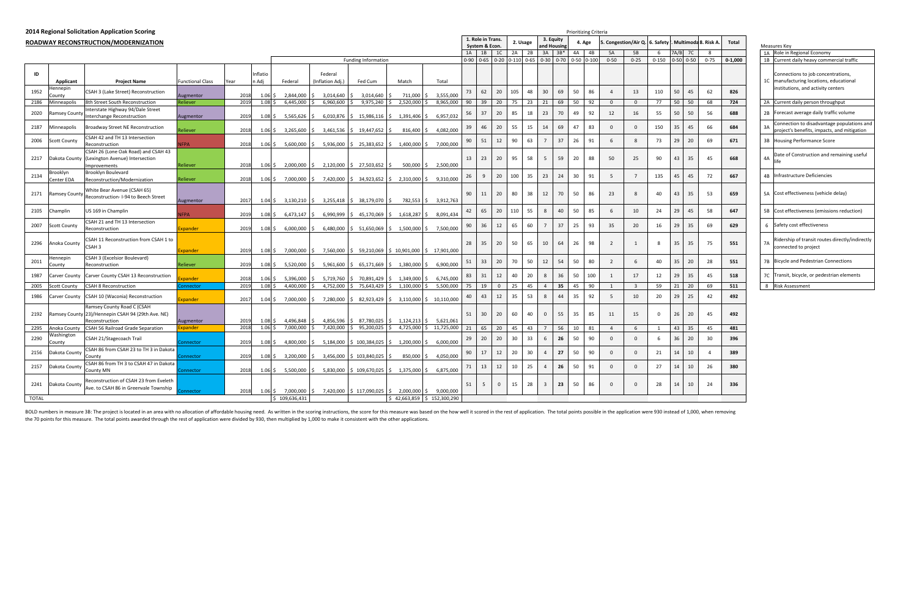# 2014 Regional Solicitation Application Scoring

## ROADWAY RECONSTRUCTION/MODERNIZATION

| ID | Applicant | Project Name | Functional Class | Year | Inflation Adj | Federal | Federal (Inflation Adj.) | Fed Cum | Match | Total | 1A | 1B | 1C | 2A | 2B | 3A | 3B* | 4A | 4B | 5A | 5B | 6 | 7A/B | 7C | 8 | Total |
|---|---|---|---|---|---|---|---|---|---|---|---|---|---|---|---|---|---|---|---|---|---|---|---|---|---|---|
| | | | | | | | | | | | 1. Role in Trans. System & Econ. | | | 2. Usage | | 3. Equity and Housing | | 4. Age | | 5. Congestion/Air Q. | | 6. Safety | 7. Multimodal | | 8. Risk A. | Total |
| | | | | | | | | | | | 0-90 | 0-65 | 0-20 | 0-110 | 0-65 | 0-30 | 0-70 | 0-50 | 0-100 | 0-50 | 0-25 | 0-150 | 0-50 | 0-50 | 0-75 | 0-1,000 |
| 1952 | Hennepin County | CSAH 3 (Lake Street) Reconstruction | Augmentor | 2018 | 1.06 | $ 2,844,000 | $ 3,014,640 | $ 3,014,640 | $ 711,000 | $ 3,555,000 | 73 | 62 | 20 | 105 | 48 | 30 | 69 | 50 | 86 | 4 | 13 | 110 | 50 | 45 | 62 | **826** |
| 2186 | Minneapolis | 8th Street South Reconstruction | Reliever | 2019 | 1.08 | $ 6,445,000 | $ 6,960,600 | $ 9,975,240 | $ 2,520,000 | $ 8,965,000 | 90 | 39 | 20 | 75 | 23 | 21 | 69 | 50 | 92 | 0 | 0 | 77 | 50 | 50 | 68 | **724** |
| 2020 | Ramsey County | Interstate Highway 94/Dale Street Interchange Reconstruction | Augmentor | 2019 | 1.08 | $ 5,565,626 | $ 6,010,876 | $ 15,986,116 | $ 1,391,406 | $ 6,957,032 | 56 | 37 | 20 | 85 | 18 | 23 | 70 | 49 | 92 | 12 | 16 | 55 | 50 | 50 | 56 | **688** |
| 2187 | Minneapolis | Broadway Street NE Reconstruction | Reliever | 2018 | 1.06 | $ 3,265,600 | $ 3,461,536 | $ 19,447,652 | $ 816,400 | $ 4,082,000 | 39 | 46 | 20 | 55 | 15 | 14 | 69 | 47 | 83 | 0 | 0 | 150 | 35 | 45 | 66 | **684** |
| 2006 | Scott County | CSAH 42 and TH 13 Intersection Reconstruction | NFPA | 2018 | 1.06 | $ 5,600,000 | $ 5,936,000 | $ 25,383,652 | $ 1,400,000 | $ 7,000,000 | 90 | 51 | 12 | 90 | 63 | 7 | 37 | 26 | 91 | 6 | 8 | 73 | 29 | 20 | 69 | **671** |
| 2217 | Dakota County | CSAH 26 (Lone Oak Road) and CSAH 43 (Lexington Avenue) Intersection Improvements | Reliever | 2018 | 1.06 | $ 2,000,000 | $ 2,120,000 | $ 27,503,652 | $ 500,000 | $ 2,500,000 | 13 | 23 | 20 | 95 | 58 | 5 | 59 | 20 | 88 | 50 | 25 | 90 | 43 | 35 | 45 | **668** |
| 2134 | Brooklyn Center EDA | Brooklyn Boulevard Reconstruction/Modernization | Reliever | 2018 | 1.06 | $ 7,000,000 | $ 7,420,000 | $ 34,923,652 | $ 2,310,000 | $ 9,310,000 | 26 | 9 | 20 | 100 | 35 | 23 | 24 | 30 | 91 | 5 | 7 | 135 | 45 | 45 | 72 | **667** |
| 2171 | Ramsey County | White Bear Avenue (CSAH 65) Reconstruction- I-94 to Beech Street | Augmentor | 2017 | 1.04 | $ 3,130,210 | $ 3,255,418 | $ 38,179,070 | $ 782,553 | $ 3,912,763 | 90 | 11 | 20 | 80 | 38 | 12 | 70 | 50 | 86 | 23 | 8 | 40 | 43 | 35 | 53 | **659** |
| 2105 | Champlin | US 169 in Champlin | NFPA | 2019 | 1.08 | $ 6,473,147 | $ 6,990,999 | $ 45,170,069 | $ 1,618,287 | $ 8,091,434 | 42 | 65 | 20 | 110 | 55 | 8 | 40 | 50 | 85 | 6 | 10 | 24 | 29 | 45 | 58 | **647** |
| 2007 | Scott County | CSAH 21 and TH 13 Intersection Reconstruction | Expander | 2019 | 1.08 | $ 6,000,000 | $ 6,480,000 | $ 51,650,069 | $ 1,500,000 | $ 7,500,000 | 90 | 36 | 12 | 65 | 60 | 7 | 37 | 25 | 93 | 35 | 20 | 16 | 29 | 35 | 69 | **629** |
| 2296 | Anoka County | CSAH 11 Reconstruction from CSAH 1 to CSAH 3 | Expander | 2019 | 1.08 | $ 7,000,000 | $ 7,560,000 | $ 59,210,069 | $ 10,901,000 | $ 17,901,000 | 28 | 35 | 20 | 50 | 65 | 10 | 64 | 26 | 98 | 2 | 1 | 8 | 35 | 35 | 75 | **551** |
| 2011 | Hennepin County | CSAH 3 (Excelsior Boulevard) Reconstruction | Reliever | 2019 | 1.08 | $ 5,520,000 | $ 5,961,600 | $ 65,171,669 | $ 1,380,000 | $ 6,900,000 | 51 | 33 | 20 | 70 | 50 | 12 | 54 | 50 | 80 | 2 | 6 | 40 | 35 | 20 | 28 | **551** |
| 1987 | Carver County | Carver County CSAH 13 Reconstruction | Expander | 2018 | 1.06 | $ 5,396,000 | $ 5,719,760 | $ 70,891,429 | $ 1,349,000 | $ 6,745,000 | 83 | 31 | 12 | 40 | 20 | 8 | 36 | 50 | 100 | 1 | 17 | 12 | 29 | 35 | 45 | **518** |
| 2005 | Scott County | CSAH 8 Reconstruction | Connector | 2019 | 1.08 | $ 4,400,000 | $ 4,752,000 | $ 75,643,429 | $ 1,100,000 | $ 5,500,000 | 75 | 19 | 0 | 25 | 45 | 4 | **35** | 45 | 90 | 1 | 3 | 59 | 21 | 20 | 69 | **511** |
| 1986 | Carver County | CSAH 10 (Waconia) Reconstruction | Expander | 2017 | 1.04 | $ 7,000,000 | $ 7,280,000 | $ 82,923,429 | $ 3,110,000 | $ 10,110,000 | 40 | 43 | 12 | 35 | 53 | 8 | 44 | 35 | 92 | 5 | 10 | 20 | 29 | 25 | 42 | **492** |
| 2192 | Ramsey County | Ramsey County Road C (CSAH 23)/Hennepin CSAH 94 (29th Ave. NE) Reconstruction | Augmentor | 2019 | 1.08 | $ 4,496,848 | $ 4,856,596 | $ 87,780,025 | $ 1,124,213 | $ 5,621,061 | 51 | 30 | 20 | 60 | 40 | 0 | 55 | 35 | 85 | 11 | 15 | 0 | 26 | 20 | 45 | **492** |
| 2295 | Anoka County | CSAH 56 Railroad Grade Separation | Expander | 2018 | 1.06 | $ 7,000,000 | $ 7,420,000 | $ 95,200,025 | $ 4,725,000 | $ 11,725,000 | 21 | 65 | 20 | 45 | 43 | 7 | 56 | 10 | 81 | 4 | 6 | 1 | 43 | 35 | 45 | **481** |
| 2290 | Washington County | CSAH 21/Stagecoach Trail | Connector | 2019 | 1.08 | $ 4,800,000 | $ 5,184,000 | $ 100,384,025 | $ 1,200,000 | $ 6,000,000 | 29 | 20 | 20 | 30 | 33 | 6 | **26** | 50 | 90 | 0 | 0 | 6 | 36 | 20 | 30 | **396** |
| 2156 | Dakota County | CSAH 86 from CSAH 23 to TH 3 in Dakota County | Connector | 2019 | 1.08 | $ 3,200,000 | $ 3,456,000 | $ 103,840,025 | $ 850,000 | $ 4,050,000 | 90 | 17 | 12 | 20 | 30 | 4 | **27** | 50 | 90 | 0 | 0 | 21 | 14 | 10 | 4 | **389** |
| 2157 | Dakota County | CSAH 86 from TH 3 to CSAH 47 in Dakota County MN | Connector | 2018 | 1.06 | $ 5,500,000 | $ 5,830,000 | $ 109,670,025 | $ 1,375,000 | $ 6,875,000 | 71 | 13 | 12 | 10 | 25 | 4 | **26** | 50 | 91 | 0 | 0 | 27 | 14 | 10 | 26 | **380** |
| 2241 | Dakota County | Reconstruction of CSAH 23 from Eveleth Ave. to CSAH 86 in Greenvale Township | Connector | 2018 | 1.06 | $ 7,000,000 | $ 7,420,000 | $ 117,090,025 | $ 2,000,000 | $ 9,000,000 | 51 | 5 | 0 | 15 | 28 | 3 | **23** | 50 | 86 | 0 | 0 | 28 | 14 | 10 | 24 | **336** |
| TOTAL | | | | | | $ 109,636,431 | | | $ 42,663,859 | $ 152,300,290 | | | | | | | | | | | | | | | | |

Measures Key

| | |
|---|---|
| 1A | Role in Regional Economy |
| 1B | Current daily heavy commercial traffic |
| 1C | Connections to job concentrations, manufacturing locations, educational institutions, and activity centers |
| 2A | Current daily person throughput |
| 2B | Forecast average daily traffic volume |
| 3A | Connection to disadvantage populations and project's benefits, impacts, and mitigation |
| 3B | Housing Performance Score |
| 4A | Date of Construction and remaining useful life |
| 4B | Infrastructure Deficiencies |
| 5A | Cost effectiveness (vehicle delay) |
| 5B | Cost effectiveness (emissions reduction) |
| 6 | Safety cost effectiveness |
| 7A | Ridership of transit routes directly/indirectly connected to project |
| 7B | Bicycle and Pedestrian Connections |
| 7C | Transit, bicycle, or pedestrian elements |
| 8 | Risk Assessment |

BOLD numbers in measure 3B: The project is located in an area with no allocation of affordable housing need. As written in the scoring instructions, the score for this measure was based on the how well it scored in the rest of application. The total points possible in the application were 930 instead of 1,000, when removing the 70 points for this measure. The total points awarded through the rest of application were divided by 930, then multiplied by 1,000 to make it consistent with the other applications.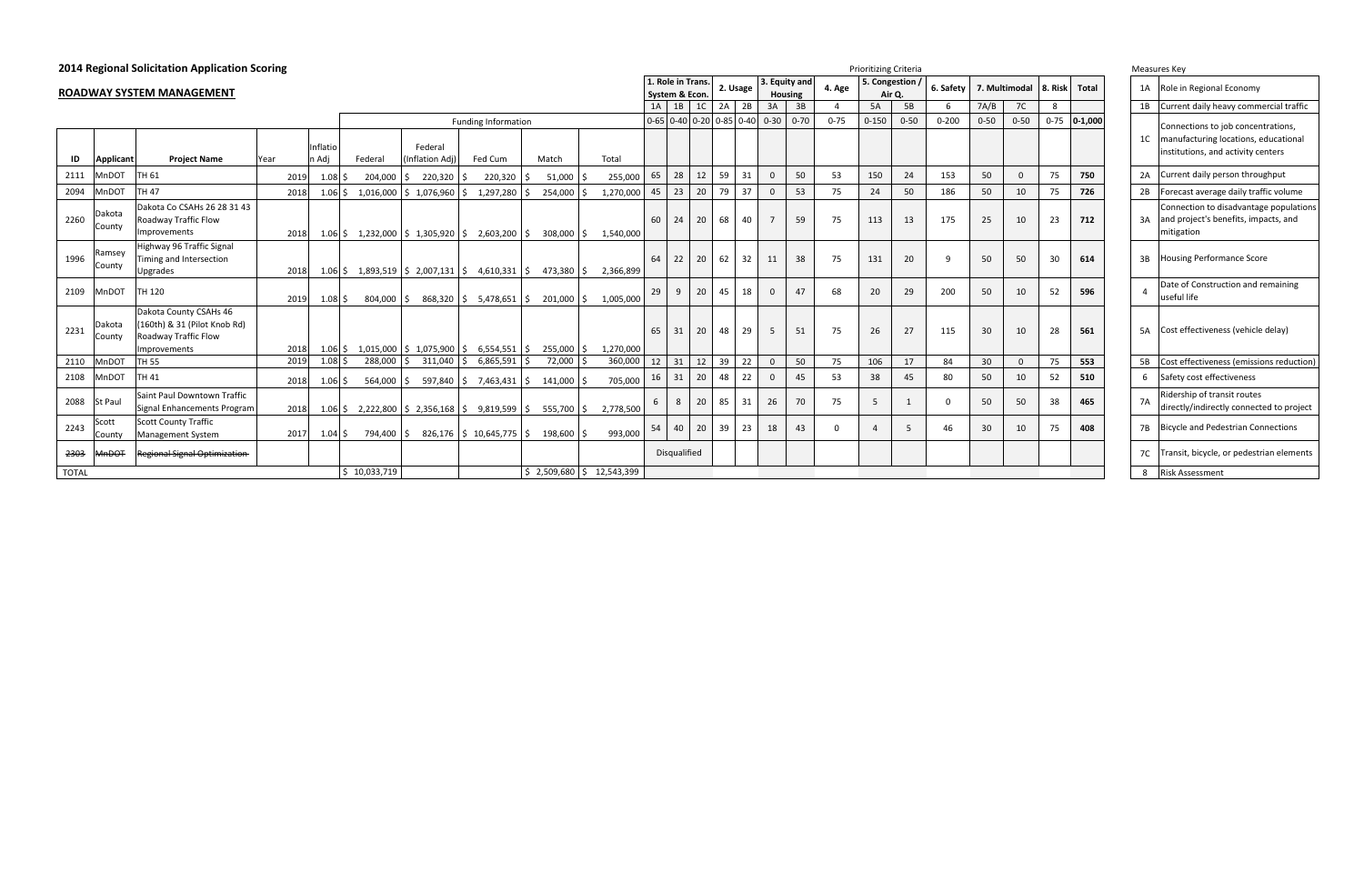## 2014 Regional Solicitation Application Scoring

### ROADWAY SYSTEM MANAGEMENT

Prioritizing Criteria

| ID | Applicant | Project Name | Year | Inflation Adj | Federal | Federal (Inflation Adj) | Fed Cum | Match | Total | 1. Role in Trans. System & Econ. 1A (0-65) | 1B (0-40) | 1C (0-20) | 2. Usage 2A (0-85) | 2B (0-40) | 3. Equity and Housing 3A (0-30) | 3B (0-70) | 4. Age 4 (0-75) | 5. Congestion / Air Q. 5A (0-150) | 5B (0-50) | 6. Safety 6 (0-200) | 7. Multimodal 7A/B (0-50) | 7C (0-50) | 8. Risk 8 (0-75) | Total (0-1,000) |
|---|---|---|---|---|---|---|---|---|---|---|---|---|---|---|---|---|---|---|---|---|---|---|---|---|
| | | | | | Funding Information | | | | | | | | | | | | | | | | | | | |
| 2111 | MnDOT | TH 61 | 2019 | 1.08 | $ 204,000 | $ 220,320 | $ 220,320 | $ 51,000 | $ 255,000 | 65 | 28 | 12 | 59 | 31 | 0 | 50 | 53 | 150 | 24 | 153 | 50 | 0 | 75 | **750** |
| 2094 | MnDOT | TH 47 | 2018 | 1.06 | $ 1,016,000 | $ 1,076,960 | $ 1,297,280 | $ 254,000 | $ 1,270,000 | 45 | 23 | 20 | 79 | 37 | 0 | 53 | 75 | 24 | 50 | 186 | 50 | 10 | 75 | **726** |
| 2260 | Dakota County | Dakota Co CSAHs 26 28 31 43 Roadway Traffic Flow Improvements | 2018 | 1.06 | $ 1,232,000 | $ 1,305,920 | $ 2,603,200 | $ 308,000 | $ 1,540,000 | 60 | 24 | 20 | 68 | 40 | 7 | 59 | 75 | 113 | 13 | 175 | 25 | 10 | 23 | **712** |
| 1996 | Ramsey County | Highway 96 Traffic Signal Timing and Intersection Upgrades | 2018 | 1.06 | $ 1,893,519 | $ 2,007,131 | $ 4,610,331 | $ 473,380 | $ 2,366,899 | 64 | 22 | 20 | 62 | 32 | 11 | 38 | 75 | 131 | 20 | 9 | 50 | 50 | 30 | **614** |
| 2109 | MnDOT | TH 120 | 2019 | 1.08 | $ 804,000 | $ 868,320 | $ 5,478,651 | $ 201,000 | $ 1,005,000 | 29 | 9 | 20 | 45 | 18 | 0 | 47 | 68 | 20 | 29 | 200 | 50 | 10 | 52 | **596** |
| 2231 | Dakota County | Dakota County CSAHs 46 (160th) & 31 (Pilot Knob Rd) Roadway Traffic Flow Improvements | 2018 | 1.06 | $ 1,015,000 | $ 1,075,900 | $ 6,554,551 | $ 255,000 | $ 1,270,000 | 65 | 31 | 20 | 48 | 29 | 5 | 51 | 75 | 26 | 27 | 115 | 30 | 10 | 28 | **561** |
| 2110 | MnDOT | TH 55 | 2019 | 1.08 | $ 288,000 | $ 311,040 | $ 6,865,591 | $ 72,000 | $ 360,000 | 12 | 31 | 12 | 39 | 22 | 0 | 50 | 75 | 106 | 17 | 84 | 30 | 0 | 75 | **553** |
| 2108 | MnDOT | TH 41 | 2018 | 1.06 | $ 564,000 | $ 597,840 | $ 7,463,431 | $ 141,000 | $ 705,000 | 16 | 31 | 20 | 48 | 22 | 0 | 45 | 53 | 38 | 45 | 80 | 50 | 10 | 52 | **510** |
| 2088 | St Paul | Saint Paul Downtown Traffic Signal Enhancements Program | 2018 | 1.06 | $ 2,222,800 | $ 2,356,168 | $ 9,819,599 | $ 555,700 | $ 2,778,500 | 6 | 8 | 20 | 85 | 31 | 26 | 70 | 75 | 5 | 1 | 0 | 50 | 50 | 38 | **465** |
| 2243 | Scott County | Scott County Traffic Management System | 2017 | 1.04 | $ 794,400 | $ 826,176 | $ 10,645,775 | $ 198,600 | $ 993,000 | 54 | 40 | 20 | 39 | 23 | 18 | 43 | 0 | 4 | 5 | 46 | 30 | 10 | 75 | **408** |
| ~~2303~~ | ~~MnDOT~~ | ~~Regional Signal Optimization~~ | | | | | | | | Disqualified | | | | | | | | | | | | | | |
| TOTAL | | | | | $ 10,033,719 | | | $ 2,509,680 | $ 12,543,399 | | | | | | | | | | | | | | | |

### Measures Key

| | |
|---|---|
| 1A | Role in Regional Economy |
| 1B | Current daily heavy commercial traffic |
| 1C | Connections to job concentrations, manufacturing locations, educational institutions, and activity centers |
| 2A | Current daily person throughput |
| 2B | Forecast average daily traffic volume |
| 3A | Connection to disadvantage populations and project's benefits, impacts, and mitigation |
| 3B | Housing Performance Score |
| 4 | Date of Construction and remaining useful life |
| 5A | Cost effectiveness (vehicle delay) |
| 5B | Cost effectiveness (emissions reduction) |
| 6 | Safety cost effectiveness |
| 7A | Ridership of transit routes directly/indirectly connected to project |
| 7B | Bicycle and Pedestrian Connections |
| 7C | Transit, bicycle, or pedestrian elements |
| 8 | Risk Assessment |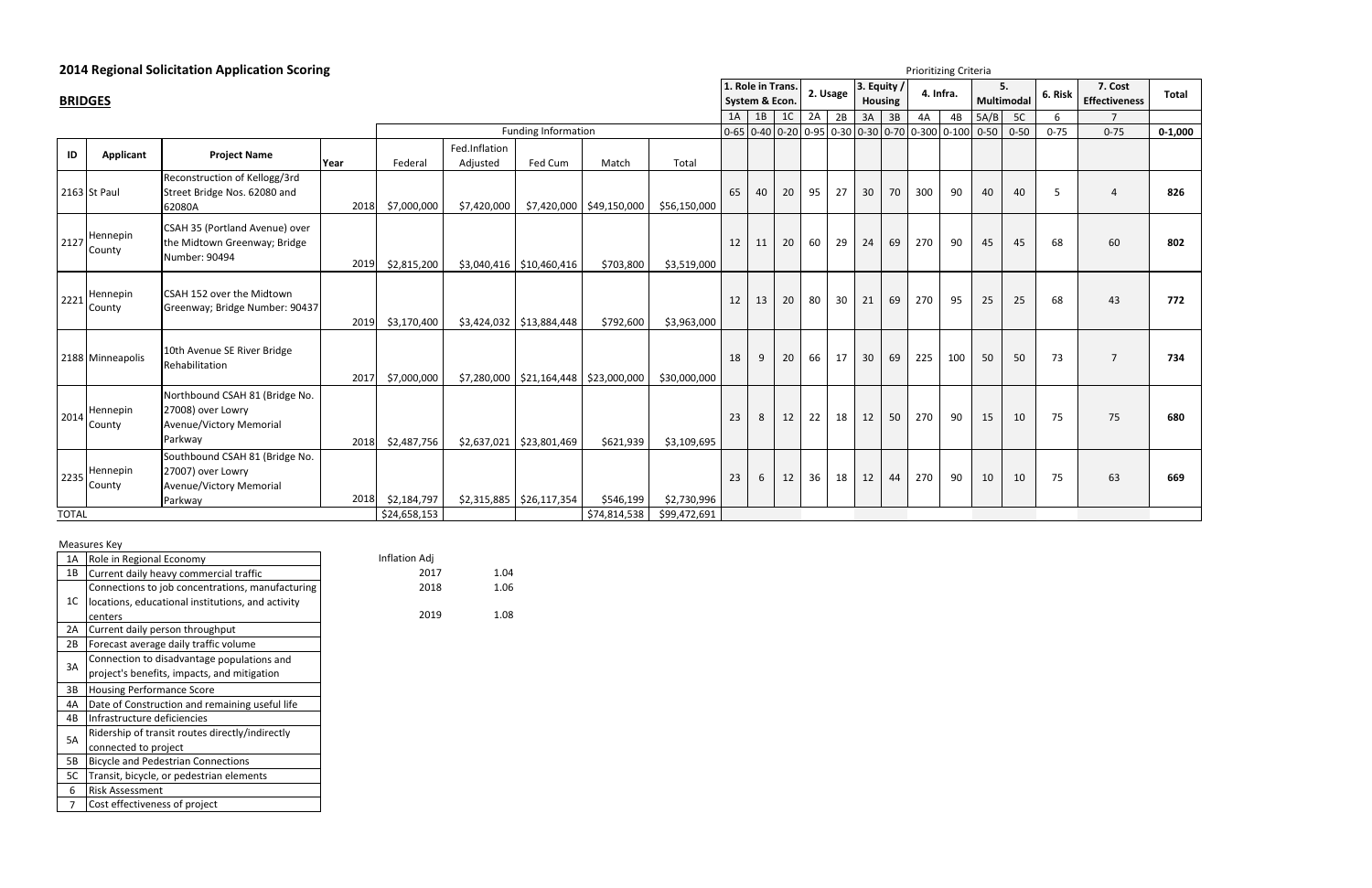## 2014 Regional Solicitation Application Scoring

### BRIDGES

Prioritizing Criteria

| ID | Applicant | Project Name | Year | Federal | Fed.Inflation Adjusted | Fed Cum | Match | Total | 1A | 1B | 1C | 2A | 2B | 3A | 3B | 4A | 4B | 5A/B | 5C | 6 | 7 | Total |
|---|---|---|---|---|---|---|---|---|---|---|---|---|---|---|---|---|---|---|---|---|---|---|
| | | | | Funding Information | | | | | 1. Role in Trans. System & Econ. | | | 2. Usage | | 3. Equity / Housing | | 4. Infra. | | 5. Multimodal | | 6. Risk | 7. Cost Effectiveness | Total |
| | | | | | | | | | 0-65 | 0-40 | 0-20 | 0-95 | 0-30 | 0-30 | 0-70 | 0-300 | 0-100 | 0-50 | 0-50 | 0-75 | 0-75 | 0-1,000 |
| 2163 | St Paul | Reconstruction of Kellogg/3rd Street Bridge Nos. 62080 and 62080A | 2018 | $7,000,000 | $7,420,000 | $7,420,000 | $49,150,000 | $56,150,000 | 65 | 40 | 20 | 95 | 27 | 30 | 70 | 300 | 90 | 40 | 40 | 5 | 4 | **826** |
| 2127 | Hennepin County | CSAH 35 (Portland Avenue) over the Midtown Greenway; Bridge Number: 90494 | 2019 | $2,815,200 | $3,040,416 | $10,460,416 | $703,800 | $3,519,000 | 12 | 11 | 20 | 60 | 29 | 24 | 69 | 270 | 90 | 45 | 45 | 68 | 60 | **802** |
| 2221 | Hennepin County | CSAH 152 over the Midtown Greenway; Bridge Number: 90437 | 2019 | $3,170,400 | $3,424,032 | $13,884,448 | $792,600 | $3,963,000 | 12 | 13 | 20 | 80 | 30 | 21 | 69 | 270 | 95 | 25 | 25 | 68 | 43 | **772** |
| 2188 | Minneapolis | 10th Avenue SE River Bridge Rehabilitation | 2017 | $7,000,000 | $7,280,000 | $21,164,448 | $23,000,000 | $30,000,000 | 18 | 9 | 20 | 66 | 17 | 30 | 69 | 225 | 100 | 50 | 50 | 73 | 7 | **734** |
| 2014 | Hennepin County | Northbound CSAH 81 (Bridge No. 27008) over Lowry Avenue/Victory Memorial Parkway | 2018 | $2,487,756 | $2,637,021 | $23,801,469 | $621,939 | $3,109,695 | 23 | 8 | 12 | 22 | 18 | 12 | 50 | 270 | 90 | 15 | 10 | 75 | 75 | **680** |
| 2235 | Hennepin County | Southbound CSAH 81 (Bridge No. 27007) over Lowry Avenue/Victory Memorial Parkway | 2018 | $2,184,797 | $2,315,885 | $26,117,354 | $546,199 | $2,730,996 | 23 | 6 | 12 | 36 | 18 | 12 | 44 | 270 | 90 | 10 | 10 | 75 | 63 | **669** |
| TOTAL | | | | $24,658,153 | | | $74,814,538 | $99,472,691 | | | | | | | | | | | | | | |

Measures Key

| | |
|---|---|
| 1A | Role in Regional Economy |
| 1B | Current daily heavy commercial traffic |
| 1C | Connections to job concentrations, manufacturing locations, educational institutions, and activity centers |
| 2A | Current daily person throughput |
| 2B | Forecast average daily traffic volume |
| 3A | Connection to disadvantage populations and project's benefits, impacts, and mitigation |
| 3B | Housing Performance Score |
| 4A | Date of Construction and remaining useful life |
| 4B | Infrastructure deficiencies |
| 5A | Ridership of transit routes directly/indirectly connected to project |
| 5B | Bicycle and Pedestrian Connections |
| 5C | Transit, bicycle, or pedestrian elements |
| 6 | Risk Assessment |
| 7 | Cost effectiveness of project |

| Inflation Adj | |
|---|---|
| 2017 | 1.04 |
| 2018 | 1.06 |
| 2019 | 1.08 |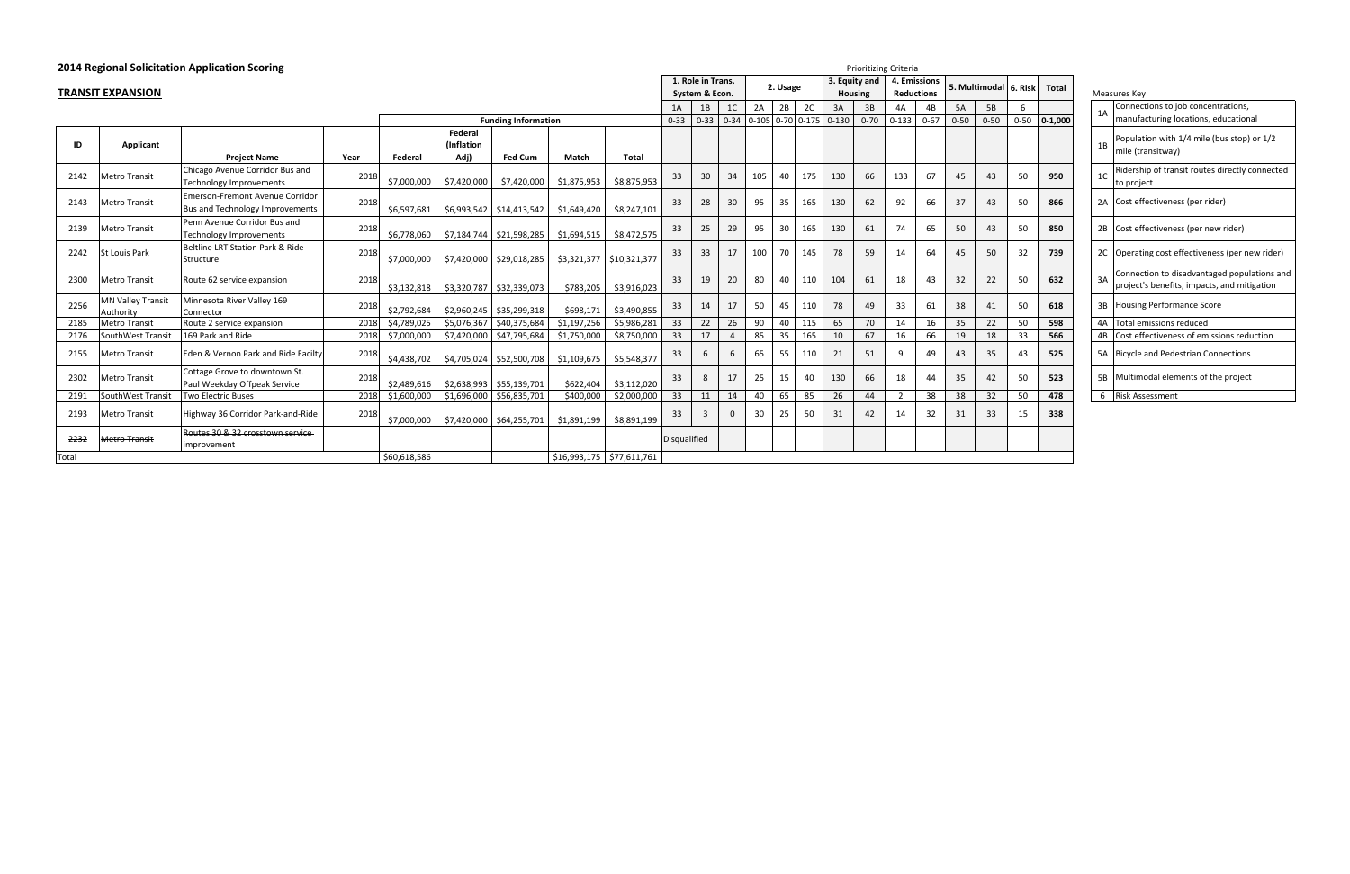## 2014 Regional Solicitation Application Scoring

### TRANSIT EXPANSION

Prioritizing Criteria

| ID | Applicant | Project Name | Year | Federal | Federal (Inflation Adj) | Fed Cum | Match | Total | 1. Role in Trans. System & Econ. 1A (0-33) | 1B (0-33) | 1C (0-34) | 2. Usage 2A (0-105) | 2B (0-70) | 2C (0-175) | 3. Equity and Housing 3A (0-130) | 3B (0-70) | 4. Emissions Reductions 4A (0-133) | 4B (0-67) | 5. Multimodal 5A (0-50) | 5B (0-50) | 6. Risk 6 (0-50) | Total (0-1,000) |
|---|---|---|---|---|---|---|---|---|---|---|---|---|---|---|---|---|---|---|---|---|---|---|
| 2142 | Metro Transit | Chicago Avenue Corridor Bus and Technology Improvements | 2018 | $7,000,000 | $7,420,000 | $7,420,000 | $1,875,953 | $8,875,953 | 33 | 30 | 34 | 105 | 40 | 175 | 130 | 66 | 133 | 67 | 45 | 43 | 50 | 950 |
| 2143 | Metro Transit | Emerson-Fremont Avenue Corridor Bus and Technology Improvements | 2018 | $6,597,681 | $6,993,542 | $14,413,542 | $1,649,420 | $8,247,101 | 33 | 28 | 30 | 95 | 35 | 165 | 130 | 62 | 92 | 66 | 37 | 43 | 50 | 866 |
| 2139 | Metro Transit | Penn Avenue Corridor Bus and Technology Improvements | 2018 | $6,778,060 | $7,184,744 | $21,598,285 | $1,694,515 | $8,472,575 | 33 | 25 | 29 | 95 | 30 | 165 | 130 | 61 | 74 | 65 | 50 | 43 | 50 | 850 |
| 2242 | St Louis Park | Beltline LRT Station Park & Ride Structure | 2018 | $7,000,000 | $7,420,000 | $29,018,285 | $3,321,377 | $10,321,377 | 33 | 33 | 17 | 100 | 70 | 145 | 78 | 59 | 14 | 64 | 45 | 50 | 32 | 739 |
| 2300 | Metro Transit | Route 62 service expansion | 2018 | $3,132,818 | $3,320,787 | $32,339,073 | $783,205 | $3,916,023 | 33 | 19 | 20 | 80 | 40 | 110 | 104 | 61 | 18 | 43 | 32 | 22 | 50 | 632 |
| 2256 | MN Valley Transit Authority | Minnesota River Valley 169 Connector | 2018 | $2,792,684 | $2,960,245 | $35,299,318 | $698,171 | $3,490,855 | 33 | 14 | 17 | 50 | 45 | 110 | 78 | 49 | 33 | 61 | 38 | 41 | 50 | 618 |
| 2185 | Metro Transit | Route 2 service expansion | 2018 | $4,789,025 | $5,076,367 | $40,375,684 | $1,197,256 | $5,986,281 | 33 | 22 | 26 | 90 | 40 | 115 | 65 | 70 | 14 | 16 | 35 | 22 | 50 | 598 |
| 2176 | SouthWest Transit | 169 Park and Ride | 2018 | $7,000,000 | $7,420,000 | $47,795,684 | $1,750,000 | $8,750,000 | 33 | 17 | 4 | 85 | 35 | 165 | 10 | 67 | 16 | 66 | 19 | 18 | 33 | 566 |
| 2155 | Metro Transit | Eden & Vernon Park and Ride Facilty | 2018 | $4,438,702 | $4,705,024 | $52,500,708 | $1,109,675 | $5,548,377 | 33 | 6 | 6 | 65 | 55 | 110 | 21 | 51 | 9 | 49 | 43 | 35 | 43 | 525 |
| 2302 | Metro Transit | Cottage Grove to downtown St. Paul Weekday Offpeak Service | 2018 | $2,489,616 | $2,638,993 | $55,139,701 | $622,404 | $3,112,020 | 33 | 8 | 17 | 25 | 15 | 40 | 130 | 66 | 18 | 44 | 35 | 42 | 50 | 523 |
| 2191 | SouthWest Transit | Two Electric Buses | 2018 | $1,600,000 | $1,696,000 | $56,835,701 | $400,000 | $2,000,000 | 33 | 11 | 14 | 40 | 65 | 85 | 26 | 44 | 2 | 38 | 38 | 32 | 50 | 478 |
| 2193 | Metro Transit | Highway 36 Corridor Park-and-Ride | 2018 | $7,000,000 | $7,420,000 | $64,255,701 | $1,891,199 | $8,891,199 | 33 | 3 | 0 | 30 | 25 | 50 | 31 | 42 | 14 | 32 | 31 | 33 | 15 | 338 |
| ~~2232~~ | ~~Metro Transit~~ | ~~Routes 30 & 32 crosstown service improvement~~ | | | | | | | Disqualified | | | | | | | | | | | | | |
| Total | | | | $60,618,586 | | | $16,993,175 | $77,611,761 | | | | | | | | | | | | | | |

Measures Key

| | |
|---|---|
| 1A | Connections to job concentrations, manufacturing locations, educational |
| 1B | Population with 1/4 mile (bus stop) or 1/2 mile (transitway) |
| 1C | Ridership of transit routes directly connected to project |
| 2A | Cost effectiveness (per rider) |
| 2B | Cost effectiveness (per new rider) |
| 2C | Operating cost effectiveness (per new rider) |
| 3A | Connection to disadvantaged populations and project's benefits, impacts, and mitigation |
| 3B | Housing Performance Score |
| 4A | Total emissions reduced |
| 4B | Cost effectiveness of emissions reduction |
| 5A | Bicycle and Pedestrian Connections |
| 5B | Multimodal elements of the project |
| 6 | Risk Assessment |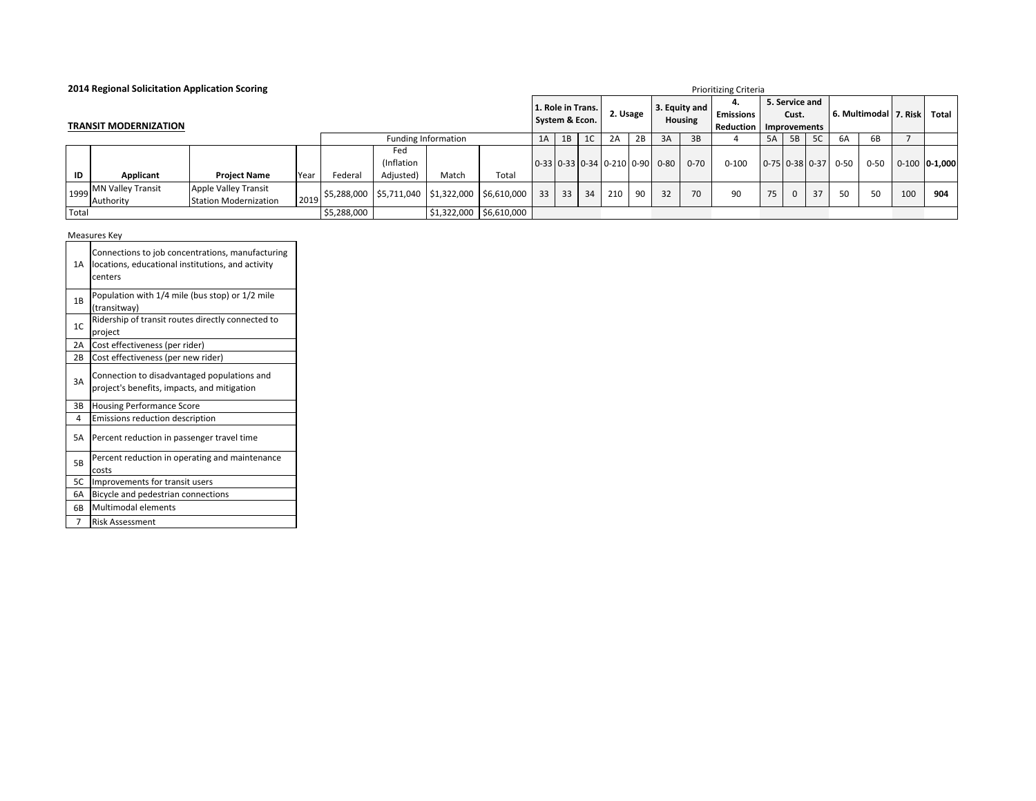**2014 Regional Solicitation Application Scoring**

**TRANSIT MODERNIZATION**

Prioritizing Criteria

| | | | | Funding Information | | | | 1. Role in Trans. System & Econ. | | | 2. Usage | | 3. Equity and Housing | | 4. Emissions Reduction | 5. Service and Cust. Improvements | | | 6. Multimodal | | 7. Risk | Total |
|---|---|---|---|---|---|---|---|---|---|---|---|---|---|---|---|---|---|---|---|---|---|---|
| | | | | | | | | 1A | 1B | 1C | 2A | 2B | 3A | 3B | 4 | 5A | 5B | 5C | 6A | 6B | 7 | |
| ID | Applicant | Project Name | Year | Federal | Fed (Inflation Adjusted) | Match | Total | 0-33 | 0-33 | 0-34 | 0-210 | 0-90 | 0-80 | 0-70 | 0-100 | 0-75 | 0-38 | 0-37 | 0-50 | 0-50 | 0-100 | **0-1,000** |
| 1999 | MN Valley Transit Authority | Apple Valley Transit Station Modernization | 2019 | $5,288,000 | $5,711,040 | $1,322,000 | $6,610,000 | 33 | 33 | 34 | 210 | 90 | 32 | 70 | 90 | 75 | 0 | 37 | 50 | 50 | 100 | **904** |
| Total | | | | $5,288,000 | | $1,322,000 | $6,610,000 | | | | | | | | | | | | | | | |

Measures Key

| | |
|---|---|
| 1A | Connections to job concentrations, manufacturing locations, educational institutions, and activity centers |
| 1B | Population with 1/4 mile (bus stop) or 1/2 mile (transitway) |
| 1C | Ridership of transit routes directly connected to project |
| 2A | Cost effectiveness (per rider) |
| 2B | Cost effectiveness (per new rider) |
| 3A | Connection to disadvantaged populations and project's benefits, impacts, and mitigation |
| 3B | Housing Performance Score |
| 4 | Emissions reduction description |
| 5A | Percent reduction in passenger travel time |
| 5B | Percent reduction in operating and maintenance costs |
| 5C | Improvements for transit users |
| 6A | Bicycle and pedestrian connections |
| 6B | Multimodal elements |
| 7 | Risk Assessment |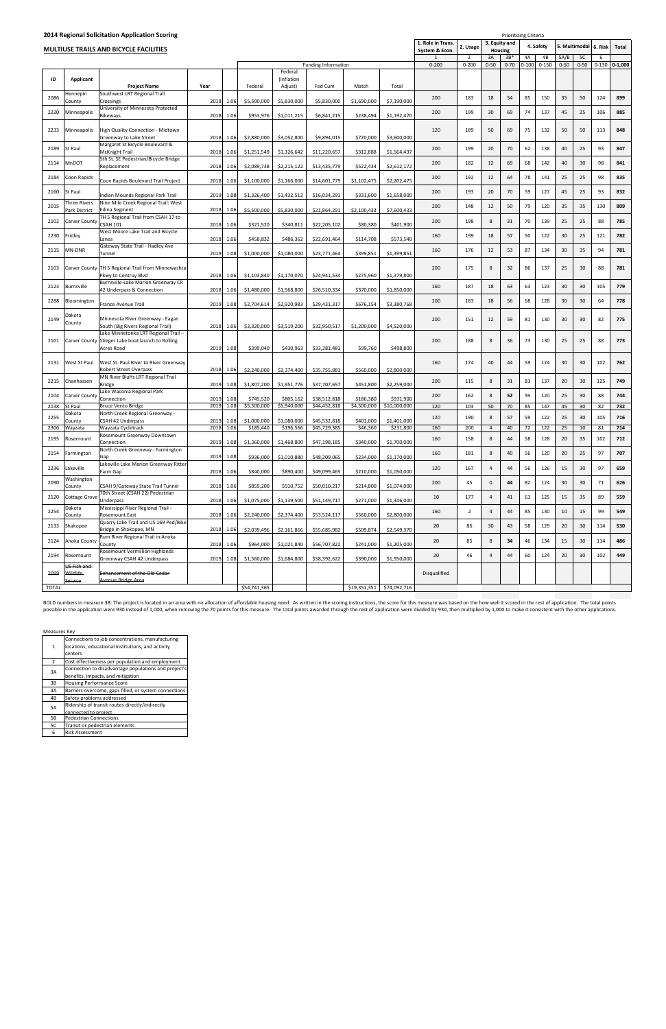## 2014 Regional Solicitation Application Scoring

### MULTIUSE TRAILS AND BICYCLE FACILITIES

| ID | Applicant | Project Name | Year | | Federal | Federal (Inflation Adjust) | Fed Cum | Match | Total | 1. Role in Trans. System & Econ. | 2. Usage | 3. Equity and Housing | | 4. Safety | | 5. Multimodal | | 6. Risk | Total |
|---|---|---|---|---|---|---|---|---|---|---|---|---|---|---|---|---|---|---|---|
| | | | | | Funding Information | | | | | 1 | 2 | 3A | 3B* | 4A | 4B | 5A/B | 5C | 6 | |
| | | | | | | | | | | 0-200 | 0-200 | 0-50 | 0-70 | 0-100 | 0-150 | 0-50 | 0-50 | 0-130 | 0-1,000 |
| 2086 | Hennepin County | Southwest LRT Regional Trail Crossings | 2018 | 1.06 | $5,500,000 | $5,830,000 | $5,830,000 | $1,690,000 | $7,190,000 | 200 | 183 | 18 | 54 | 85 | 150 | 35 | 50 | 124 | **899** |
| 2220 | Minneapolis | University of Minnesota Protected Bikeways | 2018 | 1.06 | $953,976 | $1,011,215 | $6,841,215 | $238,494 | $1,192,470 | 200 | 199 | 30 | 69 | 74 | 137 | 45 | 25 | 106 | **885** |
| 2233 | Minneapolis | High Quality Connection - Midtown Greenway to Lake Street | 2018 | 1.06 | $2,880,000 | $3,052,800 | $9,894,015 | $720,000 | $3,600,000 | 120 | 189 | 50 | 69 | 75 | 132 | 50 | 50 | 113 | **848** |
| 2189 | St Paul | Margaret St Bicycle Boulevard & McKnight Trail | 2018 | 1.06 | $1,251,549 | $1,326,642 | $11,220,657 | $312,888 | $1,564,437 | 200 | 199 | 20 | 70 | 62 | 138 | 40 | 25 | 93 | **847** |
| 2114 | MnDOT | 5th St. SE Pedestrian/Bicycle Bridge Replacement | 2018 | 1.06 | $2,089,738 | $2,215,122 | $13,435,779 | $522,434 | $2,612,172 | 200 | 182 | 12 | 69 | 68 | 142 | 40 | 30 | 98 | **841** |
| 2184 | Coon Rapids | Coon Rapids Boulevard Trail Project | 2018 | 1.06 | $1,100,000 | $1,166,000 | $14,601,779 | $1,102,475 | $2,202,475 | 200 | 192 | 12 | 64 | 78 | 141 | 25 | 25 | 98 | **835** |
| 2160 | St Paul | Indian Mounds Regional Park Trail | 2019 | 1.08 | $1,326,400 | $1,432,512 | $16,034,291 | $331,600 | $1,658,000 | 200 | 193 | 20 | 70 | 59 | 127 | 45 | 25 | 93 | **832** |
| 2015 | Three Rivers Park District | Nine Mile Creek Regional Trail: West Edina Segment | 2018 | 1.06 | $5,500,000 | $5,830,000 | $21,864,291 | $2,100,433 | $7,600,433 | 200 | 148 | 12 | 50 | 79 | 120 | 35 | 35 | 130 | **809** |
| 2102 | Carver County | TH 5 Regional Trail from CSAH 17 to CSAH 101 | 2018 | 1.06 | $321,520 | $340,811 | $22,205,102 | $80,380 | $401,900 | 200 | 198 | 8 | 31 | 70 | 139 | 25 | 25 | 88 | **785** |
| 2230 | Fridley | West Moore Lake Trail and Bicycle Lanes | 2018 | 1.06 | $458,832 | $486,362 | $22,691,464 | $114,708 | $573,540 | 160 | 199 | 18 | 57 | 50 | 122 | 30 | 25 | 121 | **782** |
| 2115 | MN-DNR | Gateway State Trail - Hadley Ave Tunnel | 2019 | 1.08 | $1,000,000 | $1,080,000 | $23,771,464 | $399,851 | $1,399,851 | 160 | 176 | 12 | 53 | 87 | 134 | 30 | 35 | 94 | **781** |
| 2103 | Carver County | TH 5 Regional Trail from Minnewashta Pkwy to Centruy Blvd | 2018 | 1.06 | $1,103,840 | $1,170,070 | $24,941,534 | $275,960 | $1,379,800 | 200 | 175 | 8 | 32 | 86 | 137 | 25 | 30 | 88 | **781** |
| 2123 | Burnsville | Burnsville-Lake Marion Greenway CR 42 Underpass & Connection | 2018 | 1.06 | $1,480,000 | $1,568,800 | $26,510,334 | $370,000 | $1,850,000 | 160 | 187 | 18 | 63 | 63 | 123 | 30 | 30 | 105 | **779** |
| 2288 | Bloomington | France Avenue Trail | 2019 | 1.08 | $2,704,614 | $2,920,983 | $29,431,317 | $676,154 | $3,380,768 | 200 | 183 | 18 | 56 | 68 | 128 | 30 | 30 | 64 | **778** |
| 2149 | Dakota County | Minnesota River Greenway - Eagan South (Big Rivers Regional Trail) | 2018 | 1.06 | $3,320,000 | $3,519,200 | $32,950,517 | $1,200,000 | $4,520,000 | 200 | 151 | 12 | 59 | 81 | 130 | 30 | 30 | 82 | **775** |
| 2101 | Carver County | Lake Minnetonka LRT Regional Trail – Stieger Lake boat launch to Rolling Acres Road | 2019 | 1.08 | $399,040 | $430,963 | $33,381,481 | $99,760 | $498,800 | 200 | 188 | 8 | 36 | 73 | 130 | 25 | 25 | 88 | **773** |
| 2131 | West St Paul | West St. Paul River to River Greenway Robert Street Overpass | 2018 | 1.06 | $2,240,000 | $2,374,400 | $35,755,881 | $560,000 | $2,800,000 | 160 | 174 | 40 | 44 | 59 | 124 | 30 | 30 | 102 | **762** |
| 2215 | Chanhassen | MN River Bluffs LRT Regional Trail Bridge | 2019 | 1.08 | $1,807,200 | $1,951,776 | $37,707,657 | $451,800 | $2,259,000 | 200 | 115 | 8 | 31 | 83 | 137 | 20 | 30 | 125 | **749** |
| 2104 | Carver County | Lake Waconia Regional Park Connection | 2019 | 1.08 | $745,520 | $805,162 | $38,512,818 | $186,380 | $931,900 | 200 | 162 | 8 | **52** | 59 | 120 | 25 | 30 | 88 | **744** |
| 2138 | St Paul | Bruce Vento Bridge | 2019 | 1.08 | $5,500,000 | $5,940,000 | $44,452,818 | $4,500,000 | $10,000,000 | 120 | 103 | 50 | 70 | 85 | 147 | 45 | 30 | 82 | **732** |
| 2255 | Dakota County | North Creek Regional Greenway - CSAH 42 Underpass | 2019 | 1.08 | $1,000,000 | $1,080,000 | $45,532,818 | $401,000 | $1,401,000 | 120 | 190 | 8 | 57 | 59 | 122 | 25 | 30 | 105 | **716** |
| 2306 | Wayzata | Wayzata Cycletrack | 2018 | 1.06 | $185,440 | $196,566 | $45,729,385 | $46,360 | $231,800 | 160 | 200 | 4 | 40 | 72 | 122 | 25 | 10 | 81 | **714** |
| 2195 | Rosemount | Rosemount Greenway Downtown Connection | 2019 | 1.08 | $1,360,000 | $1,468,800 | $47,198,185 | $340,000 | $1,700,000 | 160 | 158 | 8 | 44 | 58 | 128 | 20 | 35 | 102 | **712** |
| 2154 | Farmington | North Creek Greenway - Farmington Gap | 2019 | 1.08 | $936,000 | $1,010,880 | $48,209,065 | $234,000 | $1,170,000 | 160 | 181 | 8 | 40 | 56 | 120 | 20 | 25 | 97 | **707** |
| 2236 | Lakeville | Lakeville Lake Marion Greenway Ritter Farm Gap | 2018 | 1.06 | $840,000 | $890,400 | $49,099,465 | $210,000 | $1,050,000 | 120 | 167 | 4 | 44 | 56 | 126 | 15 | 30 | 97 | **659** |
| 2090 | Washington County | CSAH 9/Gateway State Trail Tunnel | 2018 | 1.06 | $859,200 | $910,752 | $50,010,217 | $214,800 | $1,074,000 | 200 | 45 | 0 | **44** | 82 | 124 | 30 | 30 | 71 | **626** |
| 2120 | Cottage Grove | 70th Street (CSAH 22) Pedestrian Underpass | 2018 | 1.06 | $1,075,000 | $1,139,500 | $51,149,717 | $271,000 | $1,346,000 | 10 | 177 | 4 | 41 | 63 | 125 | 15 | 35 | 89 | **559** |
| 2254 | Dakota County | Mississippi River Regional Trail - Rosemount East | 2018 | 1.06 | $2,240,000 | $2,374,400 | $53,524,117 | $560,000 | $2,800,000 | 160 | 2 | 4 | 44 | 85 | 130 | 10 | 15 | 99 | **549** |
| 2133 | Shakopee | Quarry Lake Trail and US 169 Ped/Bike Bridge in Shakopee, MN | 2018 | 1.06 | $2,039,496 | $2,161,866 | $55,685,982 | $509,874 | $2,549,370 | 20 | 86 | 30 | 43 | 58 | 129 | 20 | 30 | 114 | **530** |
| 2124 | Anoka County | Rum River Regional Trail in Anoka County | 2018 | 1.06 | $964,000 | $1,021,840 | $56,707,822 | $241,000 | $1,205,000 | 20 | 85 | 8 | **34** | 46 | 134 | 15 | 30 | 114 | **486** |
| 2194 | Rosemount | Rosemount Vermillion Highlands Greenway CSAH 42 Underpass | 2019 | 1.08 | $1,560,000 | $1,684,800 | $58,392,622 | $390,000 | $1,950,000 | 20 | 46 | 4 | 44 | 60 | 124 | 20 | 30 | 102 | **449** |
| ~~2099~~ | ~~US Fish and Wildlife Service~~ | ~~Enhancement of the Old Cedar Avenue Bridge Area~~ | | | | | | | | Disqualified | | | | | | | | | |
| TOTAL | | | | | $54,741,365 | | | $19,351,351 | $74,092,716 | | | | | | | | | | |

BOLD numbers in measure 3B: The project is located in an area with no allocation of affordable housing need. As written in the scoring instructions, the score for this measure was based on the how well it scored in the rest of application. The total points possible in the application were 930 instead of 1,000, when removing the 70 points for this measure. The total points awarded through the rest of application were divided by 930, then multiplied by 1,000 to make it consistent with the other applications.

**Measures Key**

| | |
|---|---|
| 1 | Connections to job concentrations, manufacturing locations, educational institutions, and activity centers |
| 2 | Cost effectiveness per population and employment |
| 3A | Connection to disadvantage populations and project's benefits, impacts, and mitigation |
| 3B | Housing Performance Score |
| 4A | Barriers overcome, gaps filled, or system connections |
| 4B | Safety problems addressed |
| 5A | Ridership of transit routes directly/indirectly connected to project |
| 5B | Pedestrian Connections |
| 5C | Transit or pedestrian elements |
| 6 | Risk Assessment |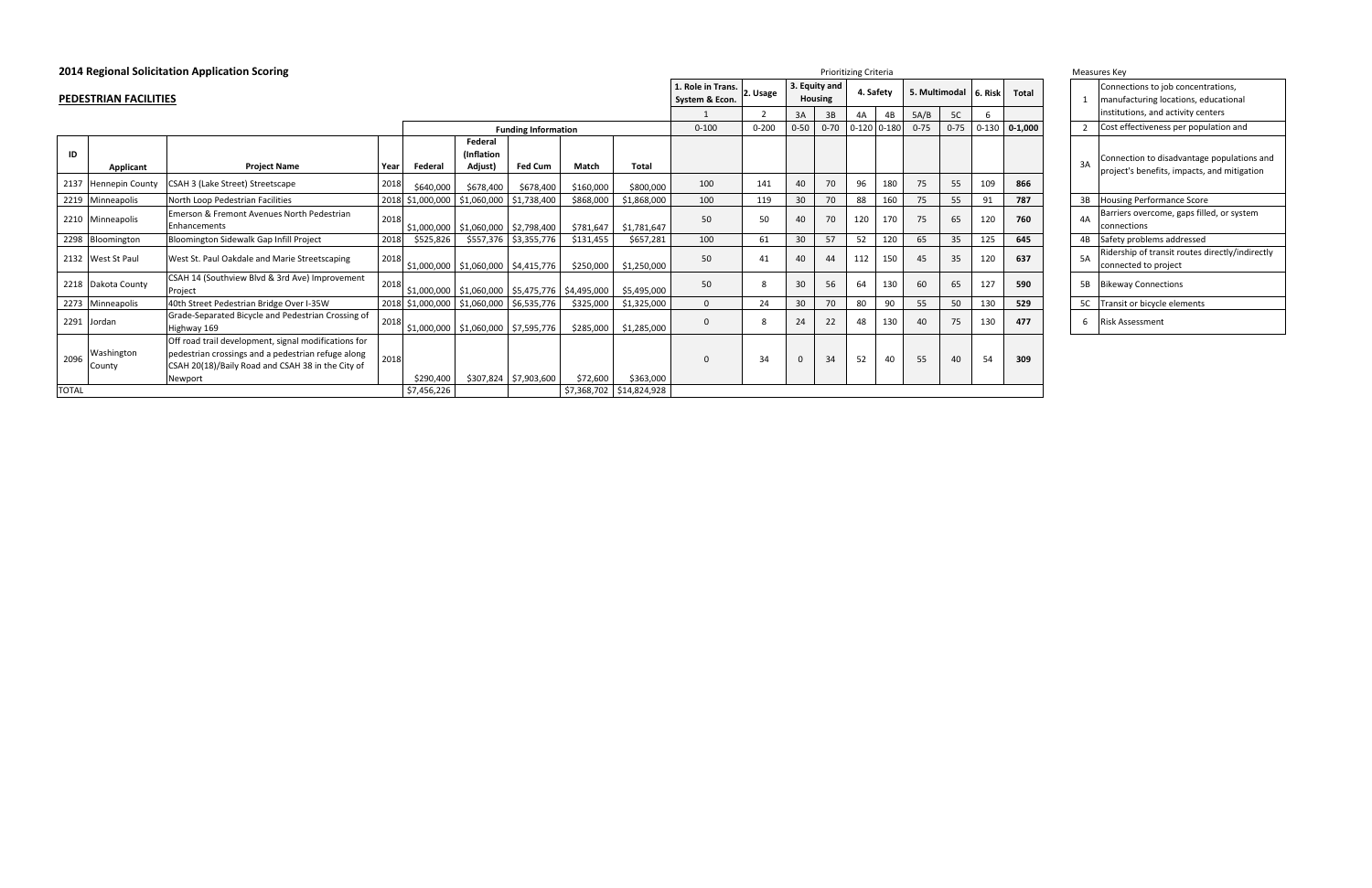## 2014 Regional Solicitation Application Scoring

### PEDESTRIAN FACILITIES

| | | | | | | | | | Prioritizing Criteria | | | | | | | | | | |
|---|---|---|---|---|---|---|---|---|---|---|---|---|---|---|---|---|---|---|---|
| | | | | | | | | | 1. Role in Trans. System & Econ. | 2. Usage | 3. Equity and Housing | | 4. Safety | | 5. Multimodal | | 6. Risk | Total |
| | | | | | | | | | 1 | 2 | 3A | 3B | 4A | 4B | 5A/B | 5C | 6 | |
| | | | | Funding Information | | | | | 0-100 | 0-200 | 0-50 | 0-70 | 0-120 | 0-180 | 0-75 | 0-75 | 0-130 | 0-1,000 |
| ID | Applicant | Project Name | Year | Federal | Federal (Inflation Adjust) | Fed Cum | Match | Total | | | | | | | | | | |
| 2137 | Hennepin County | CSAH 3 (Lake Street) Streetscape | 2018 | $640,000 | $678,400 | $678,400 | $160,000 | $800,000 | 100 | 141 | 40 | 70 | 96 | 180 | 75 | 55 | 109 | **866** |
| 2219 | Minneapolis | North Loop Pedestrian Facilities | 2018 | $1,000,000 | $1,060,000 | $1,738,400 | $868,000 | $1,868,000 | 100 | 119 | 30 | 70 | 88 | 160 | 75 | 55 | 91 | **787** |
| 2210 | Minneapolis | Emerson & Fremont Avenues North Pedestrian Enhancements | 2018 | $1,000,000 | $1,060,000 | $2,798,400 | $781,647 | $1,781,647 | 50 | 50 | 40 | 70 | 120 | 170 | 75 | 65 | 120 | **760** |
| 2298 | Bloomington | Bloomington Sidewalk Gap Infill Project | 2018 | $525,826 | $557,376 | $3,355,776 | $131,455 | $657,281 | 100 | 61 | 30 | 57 | 52 | 120 | 65 | 35 | 125 | **645** |
| 2132 | West St Paul | West St. Paul Oakdale and Marie Streetscaping | 2018 | $1,000,000 | $1,060,000 | $4,415,776 | $250,000 | $1,250,000 | 50 | 41 | 40 | 44 | 112 | 150 | 45 | 35 | 120 | **637** |
| 2218 | Dakota County | CSAH 14 (Southview Blvd & 3rd Ave) Improvement Project | 2018 | $1,000,000 | $1,060,000 | $5,475,776 | $4,495,000 | $5,495,000 | 50 | 8 | 30 | 56 | 64 | 130 | 60 | 65 | 127 | **590** |
| 2273 | Minneapolis | 40th Street Pedestrian Bridge Over I-35W | 2018 | $1,000,000 | $1,060,000 | $6,535,776 | $325,000 | $1,325,000 | 0 | 24 | 30 | 70 | 80 | 90 | 55 | 50 | 130 | **529** |
| 2291 | Jordan | Grade-Separated Bicycle and Pedestrian Crossing of Highway 169 | 2018 | $1,000,000 | $1,060,000 | $7,595,776 | $285,000 | $1,285,000 | 0 | 8 | 24 | 22 | 48 | 130 | 40 | 75 | 130 | **477** |
| 2096 | Washington County | Off road trail development, signal modifications for pedestrian crossings and a pedestrian refuge along CSAH 20(18)/Baily Road and CSAH 38 in the City of Newport | 2018 | $290,400 | $307,824 | $7,903,600 | $72,600 | $363,000 | 0 | 34 | 0 | 34 | 52 | 40 | 55 | 40 | 54 | **309** |
| TOTAL | | | | $7,456,226 | | | $7,368,702 | $14,824,928 | | | | | | | | | | |

Measures Key

| | |
|---|---|
| 1 | Connections to job concentrations, manufacturing locations, educational institutions, and activity centers |
| 2 | Cost effectiveness per population and |
| 3A | Connection to disadvantage populations and project's benefits, impacts, and mitigation |
| 3B | Housing Performance Score |
| 4A | Barriers overcome, gaps filled, or system connections |
| 4B | Safety problems addressed |
| 5A | Ridership of transit routes directly/indirectly connected to project |
| 5B | Bikeway Connections |
| 5C | Transit or bicycle elements |
| 6 | Risk Assessment |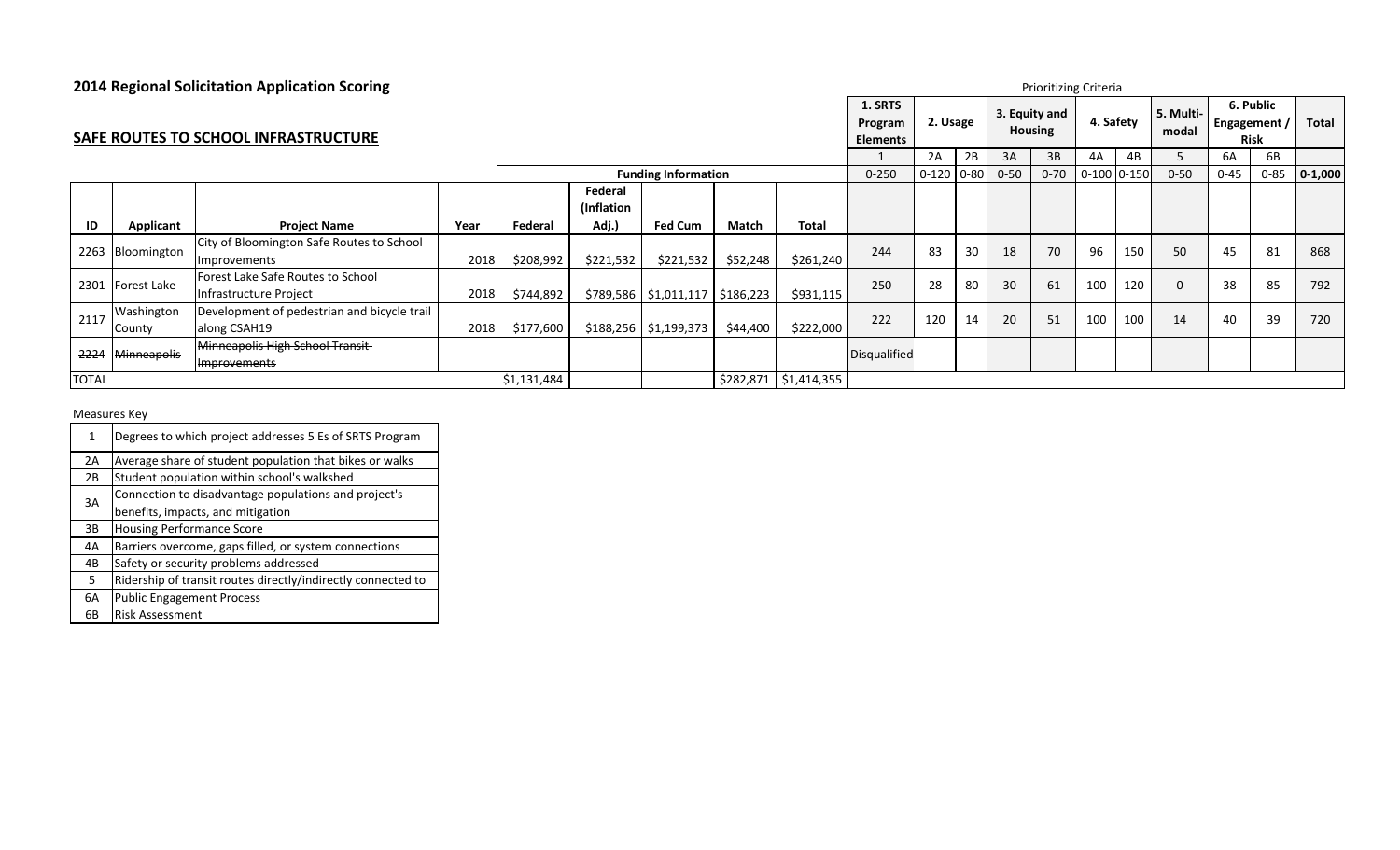## 2014 Regional Solicitation Application Scoring

### SAFE ROUTES TO SCHOOL INFRASTRUCTURE

Prioritizing Criteria

| ID | Applicant | Project Name | Year | Federal | Federal (Inflation Adj.) | Fed Cum | Match | Total | 1. SRTS Program Elements | 2. Usage | | 3. Equity and Housing | | 4. Safety | | 5. Multi-modal | 6. Public Engagement / Risk | | Total |
|---|---|---|---|---|---|---|---|---|---|---|---|---|---|---|---|---|---|---|---|
| | | | | Funding Information | | | | | 1 | 2A | 2B | 3A | 3B | 4A | 4B | 5 | 6A | 6B | |
| | | | | | | | | | 0-250 | 0-120 | 0-80 | 0-50 | 0-70 | 0-100 | 0-150 | 0-50 | 0-45 | 0-85 | 0-1,000 |
| 2263 | Bloomington | City of Bloomington Safe Routes to School Improvements | 2018 | $208,992 | $221,532 | $221,532 | $52,248 | $261,240 | 244 | 83 | 30 | 18 | 70 | 96 | 150 | 50 | 45 | 81 | 868 |
| 2301 | Forest Lake | Forest Lake Safe Routes to School Infrastructure Project | 2018 | $744,892 | $789,586 | $1,011,117 | $186,223 | $931,115 | 250 | 28 | 80 | 30 | 61 | 100 | 120 | 0 | 38 | 85 | 792 |
| 2117 | Washington County | Development of pedestrian and bicycle trail along CSAH19 | 2018 | $177,600 | $188,256 | $1,199,373 | $44,400 | $222,000 | 222 | 120 | 14 | 20 | 51 | 100 | 100 | 14 | 40 | 39 | 720 |
| ~~2224~~ | ~~Minneapolis~~ | ~~Minneapolis High School Transit Improvements~~ | | | | | | | Disqualified | | | | | | | | | | |
| TOTAL | | | | $1,131,484 | | | $282,871 | $1,414,355 | | | | | | | | | | | |

Measures Key

| | |
|---|---|
| 1 | Degrees to which project addresses 5 Es of SRTS Program |
| 2A | Average share of student population that bikes or walks |
| 2B | Student population within school's walkshed |
| 3A | Connection to disadvantage populations and project's benefits, impacts, and mitigation |
| 3B | Housing Performance Score |
| 4A | Barriers overcome, gaps filled, or system connections |
| 4B | Safety or security problems addressed |
| 5 | Ridership of transit routes directly/indirectly connected to |
| 6A | Public Engagement Process |
| 6B | Risk Assessment |